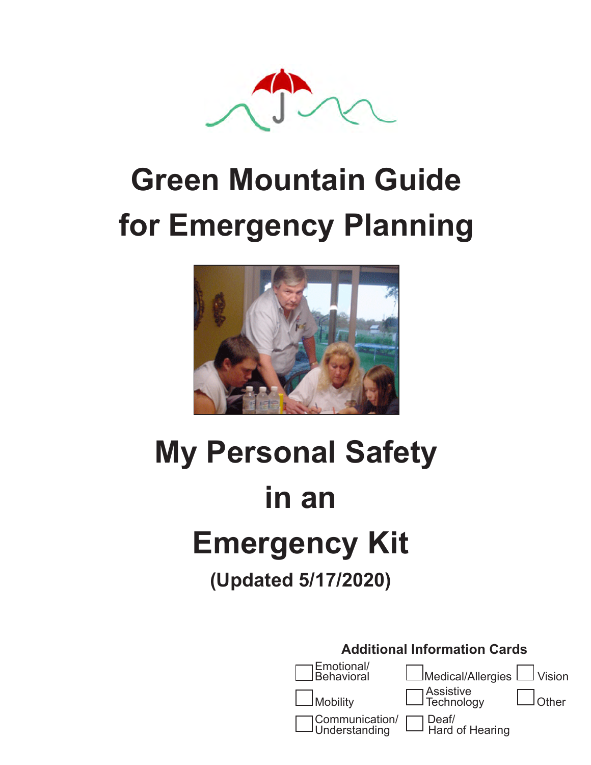# Green Mountain Guide for Emergency Planning

# My Personal Safety in an Emergency Kit

**(Updated 5/17/2020)**

**Additional Information Cards**

- [ ] Emotional/ Behavioral
- [ ] Medical/Allergies
- [ ] Vision
- [ ] Mobility
- [ ] Assistive Technology
- [ ] Other
- [ ] Communication/ Understanding
- [ ] Deaf/ Hard of Hearing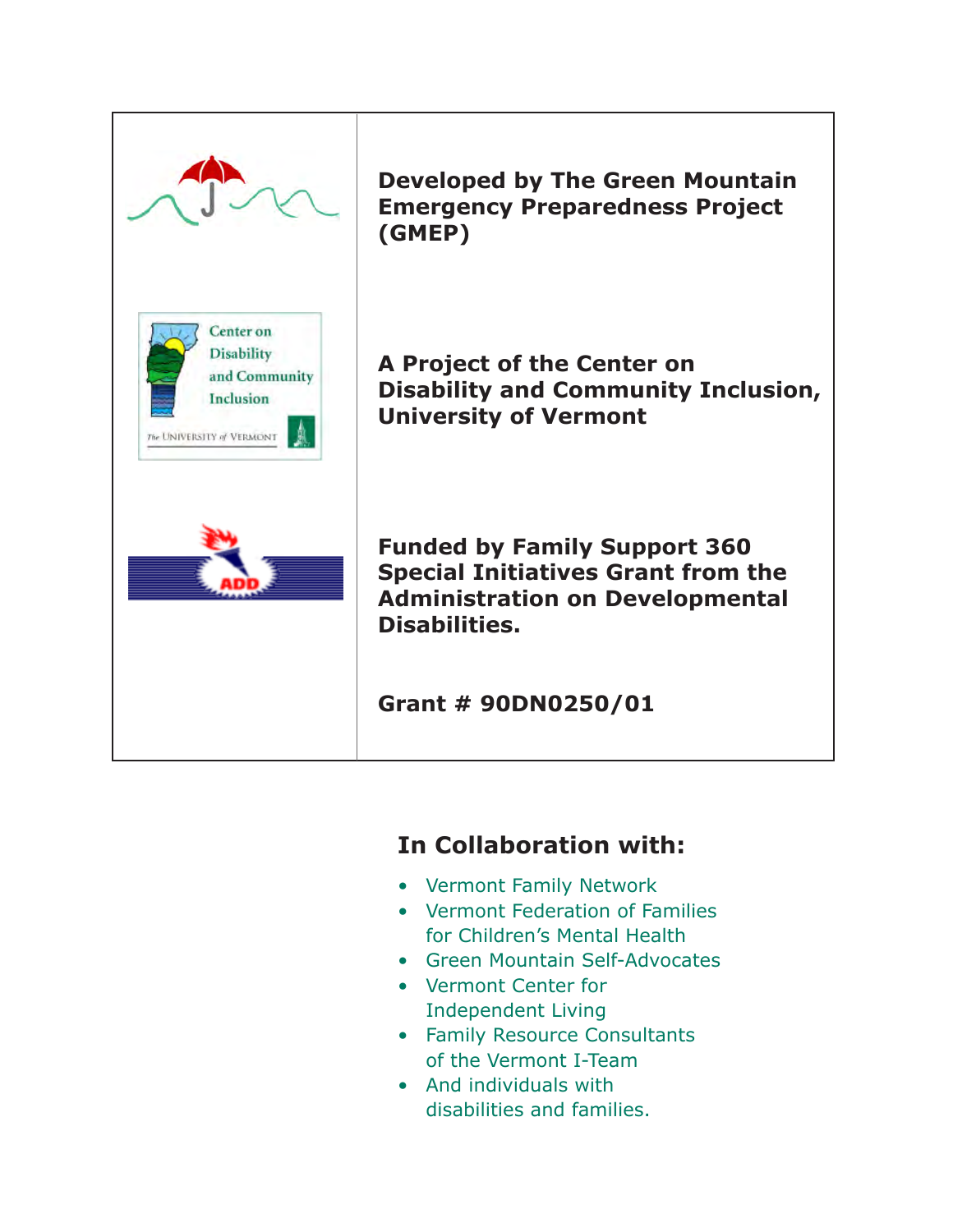**Developed by The Green Mountain Emergency Preparedness Project (GMEP)**

**A Project of the Center on Disability and Community Inclusion, University of Vermont**

**Funded by Family Support 360 Special Initiatives Grant from the Administration on Developmental Disabilities.**

**Grant # 90DN0250/01**

## In Collaboration with:

- Vermont Family Network
- Vermont Federation of Families for Children's Mental Health
- Green Mountain Self-Advocates
- Vermont Center for Independent Living
- Family Resource Consultants of the Vermont I-Team
- And individuals with disabilities and families.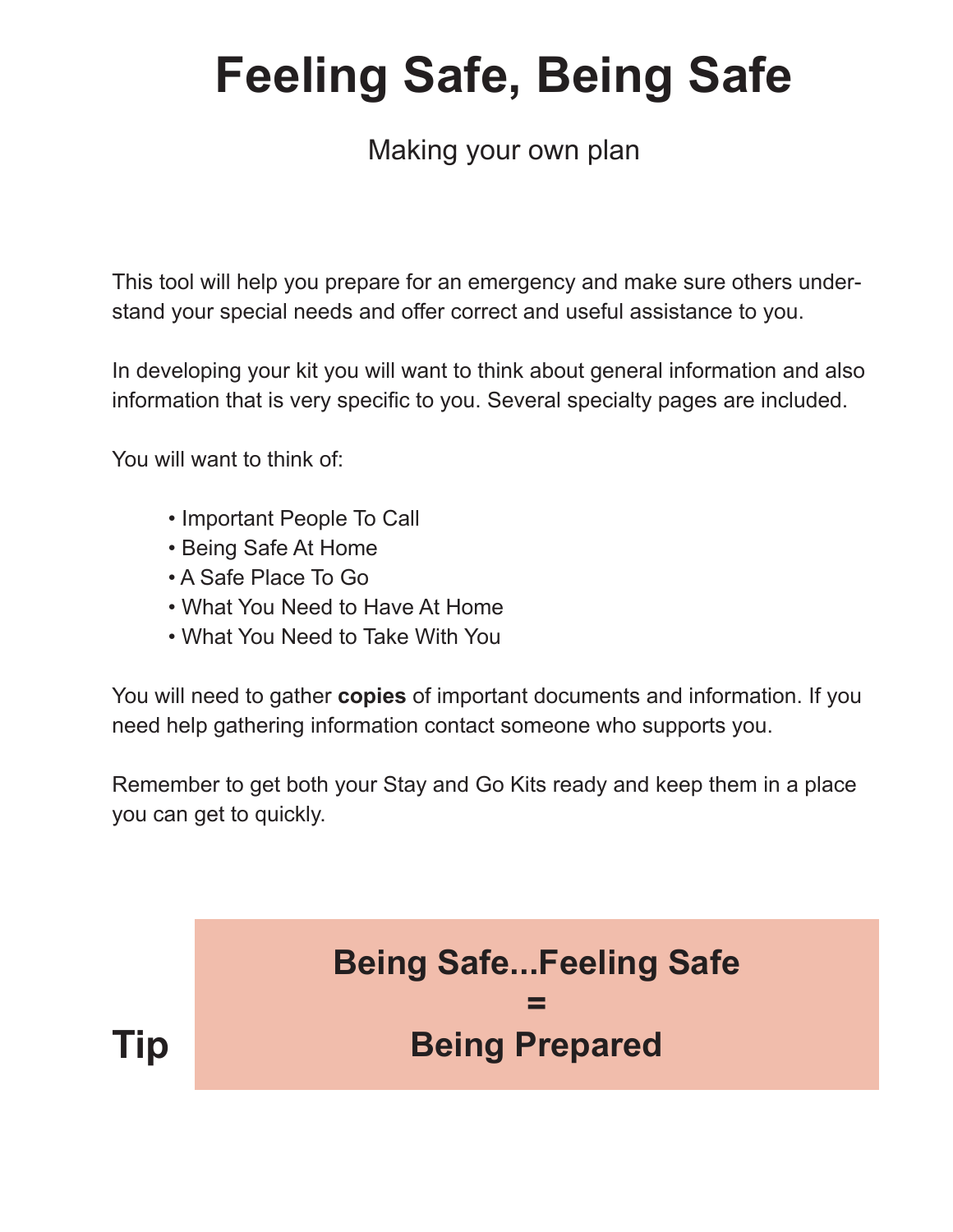# Feeling Safe, Being Safe

Making your own plan

This tool will help you prepare for an emergency and make sure others understand your special needs and offer correct and useful assistance to you.

In developing your kit you will want to think about general information and also information that is very specific to you. Several specialty pages are included.

You will want to think of:

- Important People To Call
- Being Safe At Home
- A Safe Place To Go
- What You Need to Have At Home
- What You Need to Take With You

You will need to gather **copies** of important documents and information. If you need help gathering information contact someone who supports you.

Remember to get both your Stay and Go Kits ready and keep them in a place you can get to quickly.

**Tip**

**Being Safe...Feeling Safe**
**=**
**Being Prepared**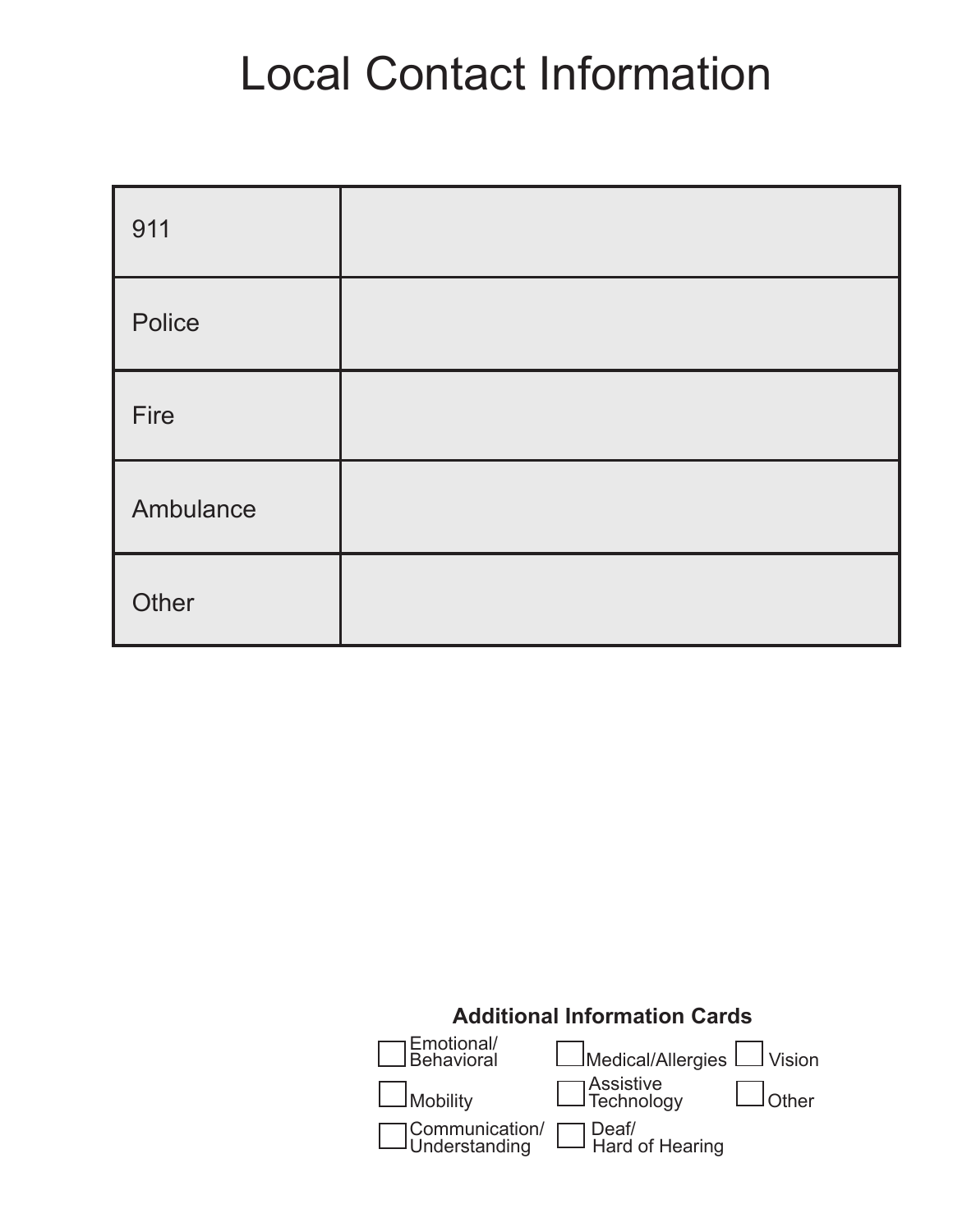# Local Contact Information

| | |
|---|---|
| 911 | |
| Police | |
| Fire | |
| Ambulance | |
| Other | |

**Additional Information Cards**

- ☐ Emotional/ Behavioral
- ☐ Medical/Allergies
- ☐ Vision
- ☐ Mobility
- ☐ Assistive Technology
- ☐ Other
- ☐ Communication/ Understanding
- ☐ Deaf/ Hard of Hearing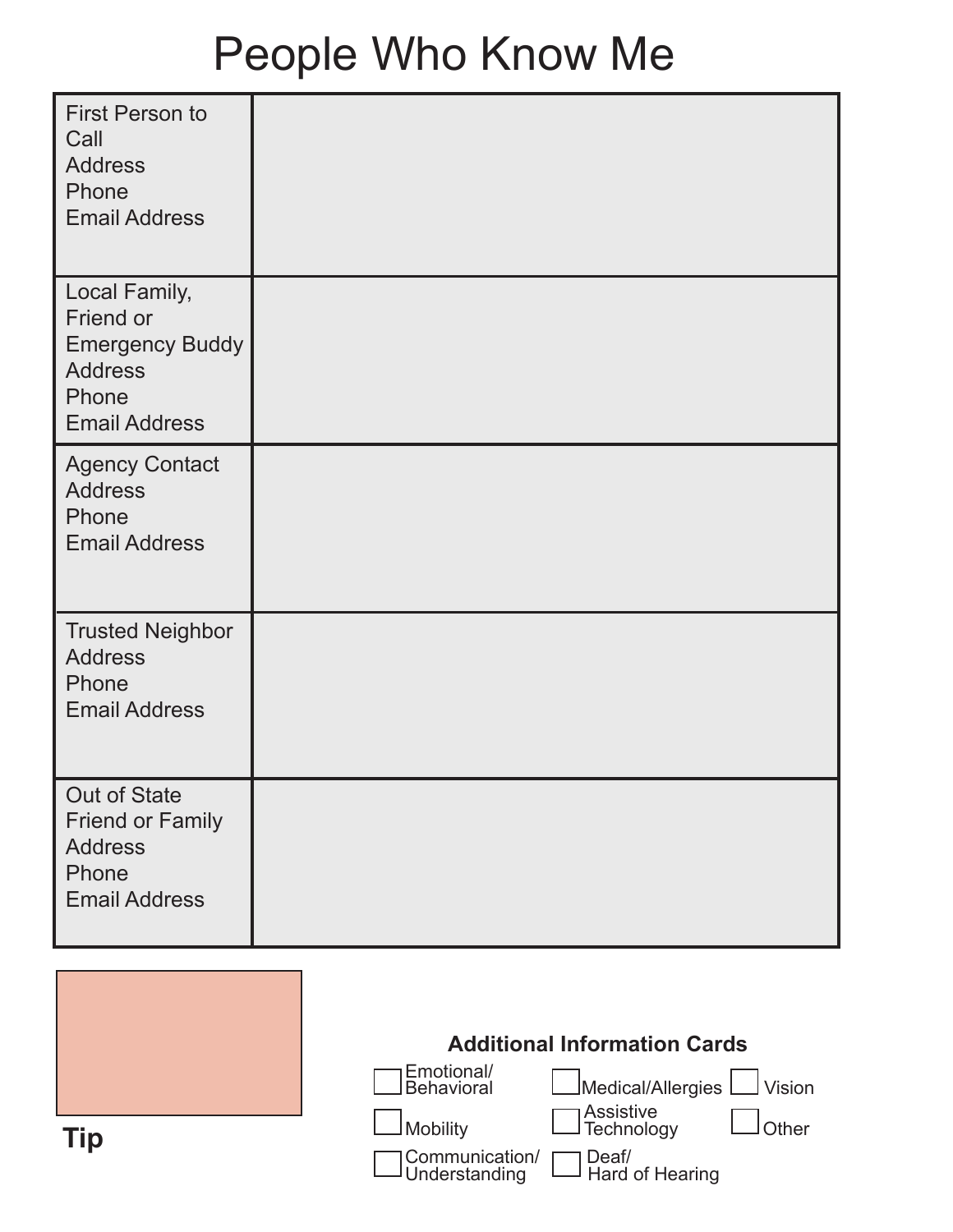# People Who Know Me

| | |
|---|---|
| First Person to Call<br>Address<br>Phone<br>Email Address | |
| Local Family, Friend or Emergency Buddy<br>Address<br>Phone<br>Email Address | |
| Agency Contact<br>Address<br>Phone<br>Email Address | |
| Trusted Neighbor<br>Address<br>Phone<br>Email Address | |
| Out of State Friend or Family<br>Address<br>Phone<br>Email Address | |

**Tip**

**Additional Information Cards**

- ☐ Emotional/Behavioral
- ☐ Medical/Allergies
- ☐ Vision
- ☐ Mobility
- ☐ Assistive Technology
- ☐ Other
- ☐ Communication/Understanding
- ☐ Deaf/Hard of Hearing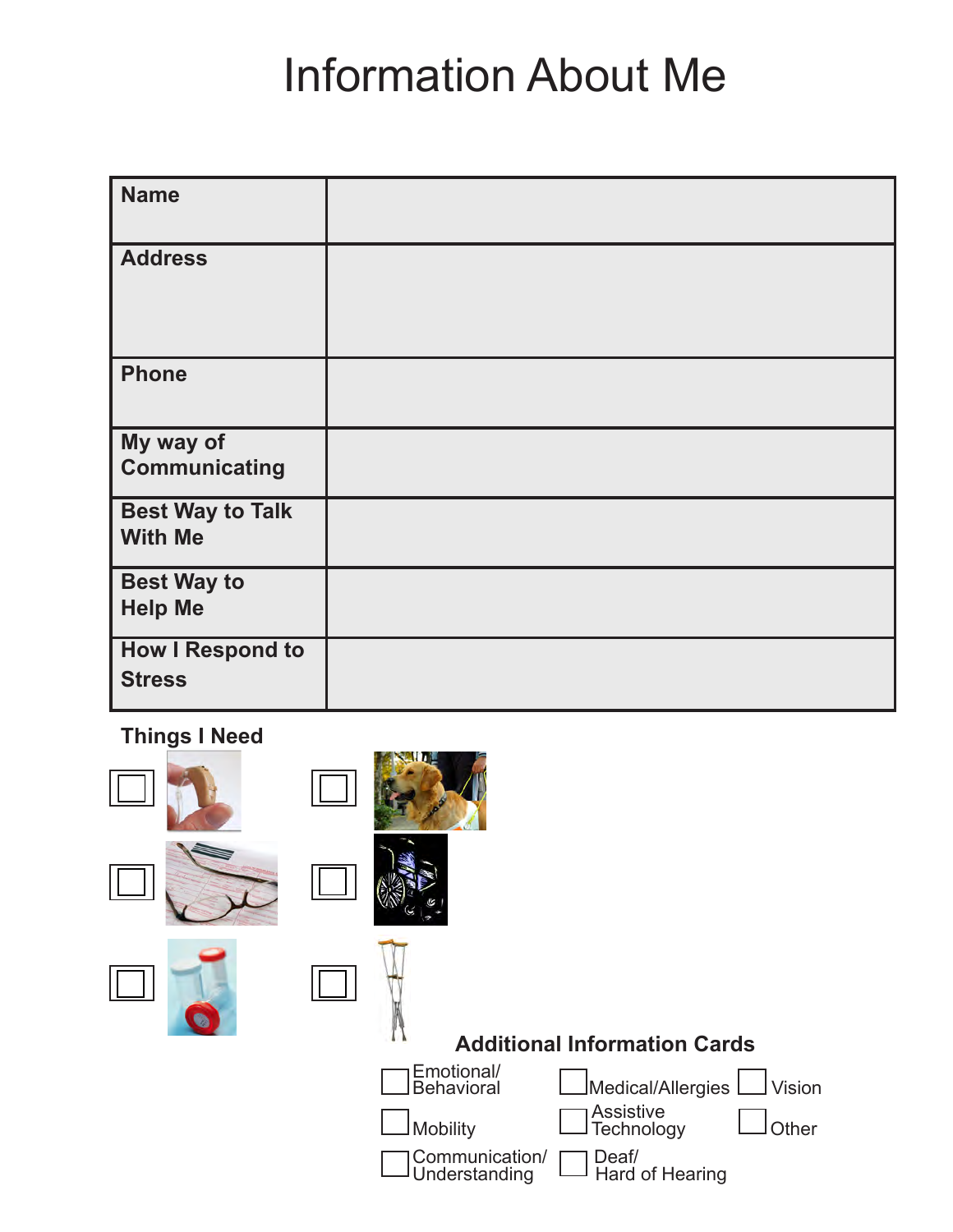# Information About Me

| Name | |
|---|---|
| Address | |
| Phone | |
| My way of Communicating | |
| Best Way to Talk With Me | |
| Best Way to Help Me | |
| How I Respond to Stress | |

**Things I Need**

- ☐
- ☐
- ☐
- ☐
- ☐
- ☐

**Additional Information Cards**

- ☐ Emotional/Behavioral
- ☐ Medical/Allergies
- ☐ Vision
- ☐ Mobility
- ☐ Assistive Technology
- ☐ Other
- ☐ Communication/Understanding
- ☐ Deaf/Hard of Hearing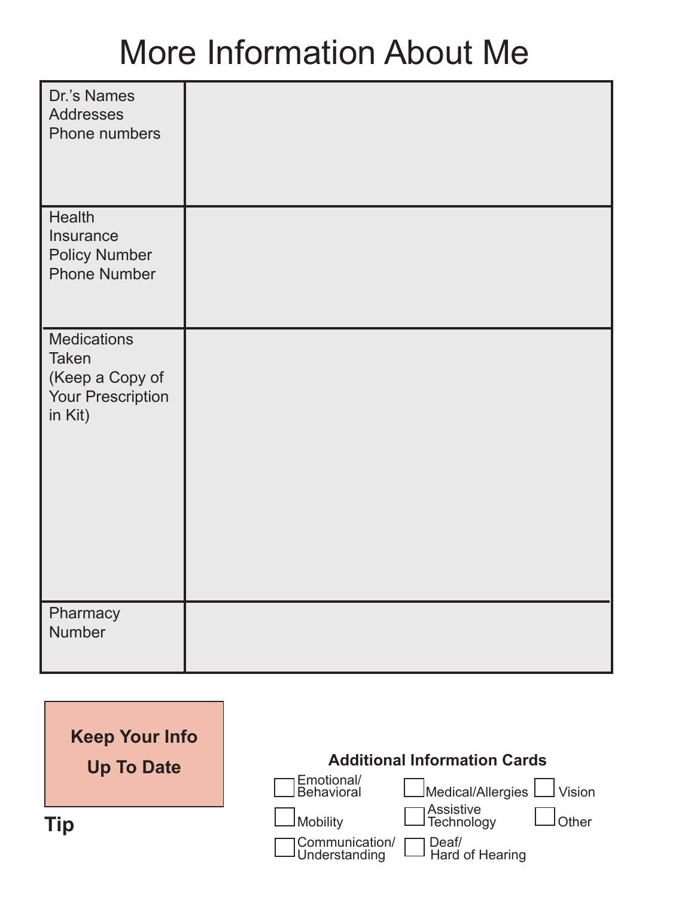# More Information About Me

| | |
|---|---|
| Dr.'s Names<br>Addresses<br>Phone numbers | |
| Health Insurance<br>Policy Number<br>Phone Number | |
| Medications Taken<br>(Keep a Copy of Your Prescription in Kit) | |
| Pharmacy Number | |

**Keep Your Info Up To Date**

**Tip**

**Additional Information Cards**

- [ ] Emotional/ Behavioral
- [ ] Medical/Allergies
- [ ] Vision
- [ ] Mobility
- [ ] Assistive Technology
- [ ] Other
- [ ] Communication/ Understanding
- [ ] Deaf/ Hard of Hearing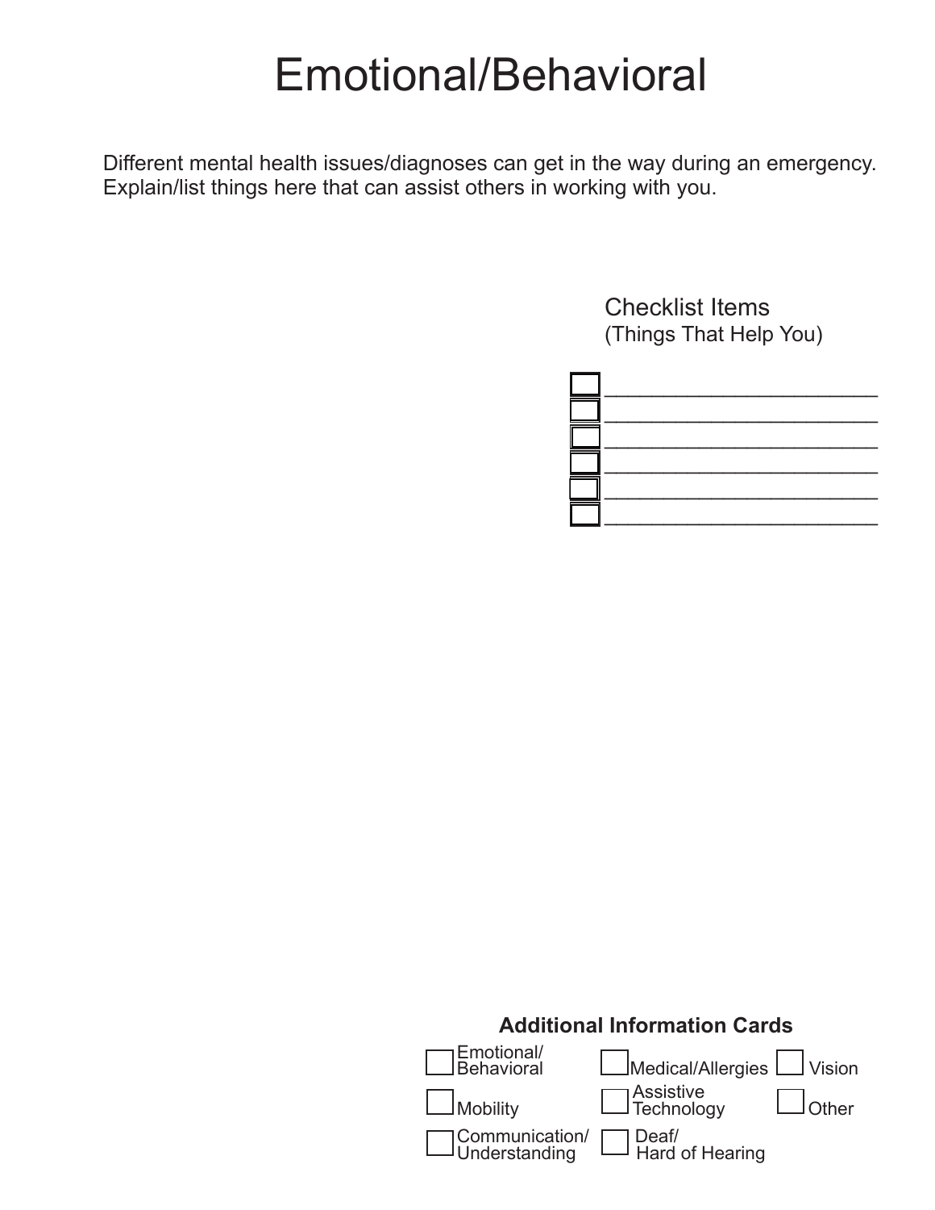# Emotional/Behavioral

Different mental health issues/diagnoses can get in the way during an emergency. Explain/list things here that can assist others in working with you.

### Checklist Items
(Things That Help You)

- ☐ ______________________
- ☐ ______________________
- ☐ ______________________
- ☐ ______________________
- ☐ ______________________
- ☐ ______________________

**Additional Information Cards**

- ☐ Emotional/Behavioral
- ☐ Medical/Allergies
- ☐ Vision
- ☐ Mobility
- ☐ Assistive Technology
- ☐ Other
- ☐ Communication/Understanding
- ☐ Deaf/Hard of Hearing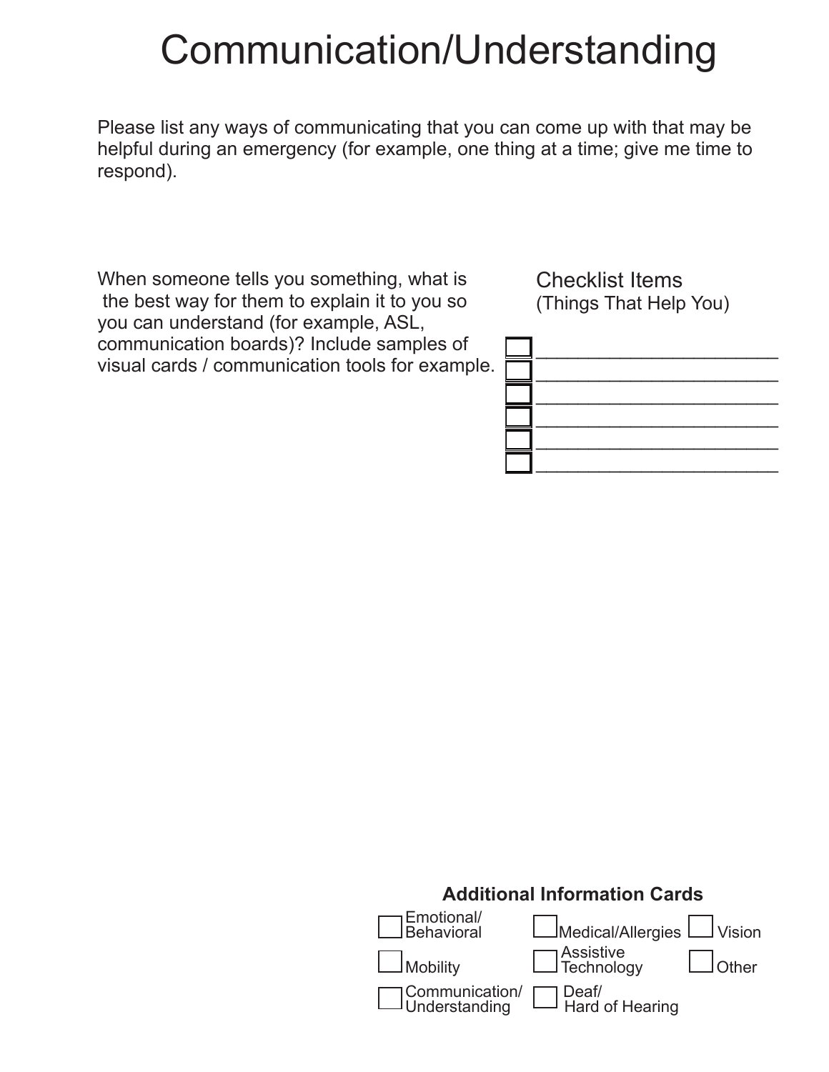# Communication/Understanding

Please list any ways of communicating that you can come up with that may be helpful during an emergency (for example, one thing at a time; give me time to respond).

When someone tells you something, what is the best way for them to explain it to you so you can understand (for example, ASL, communication boards)? Include samples of visual cards / communication tools for example.

## Checklist Items
(Things That Help You)

- [ ] ______________________
- [ ] ______________________
- [ ] ______________________
- [ ] ______________________
- [ ] ______________________
- [ ] ______________________

**Additional Information Cards**

- [ ] Emotional/ Behavioral
- [ ] Medical/Allergies
- [ ] Vision
- [ ] Mobility
- [ ] Assistive Technology
- [ ] Other
- [ ] Communication/ Understanding
- [ ] Deaf/ Hard of Hearing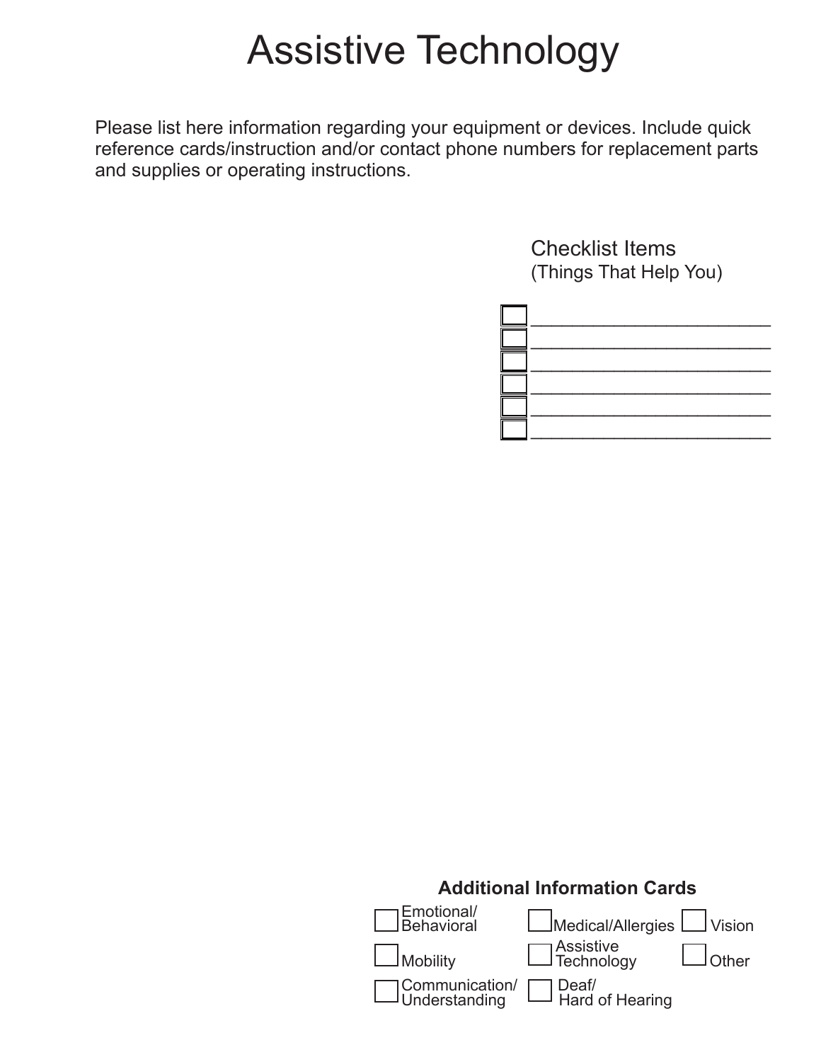# Assistive Technology

Please list here information regarding your equipment or devices. Include quick reference cards/instruction and/or contact phone numbers for replacement parts and supplies or operating instructions.

## Checklist Items
(Things That Help You)

- [ ] ______________________
- [ ] ______________________
- [ ] ______________________
- [ ] ______________________
- [ ] ______________________
- [ ] ______________________

**Additional Information Cards**

- [ ] Emotional/ Behavioral
- [ ] Medical/Allergies
- [ ] Vision
- [ ] Mobility
- [ ] Assistive Technology
- [ ] Other
- [ ] Communication/ Understanding
- [ ] Deaf/ Hard of Hearing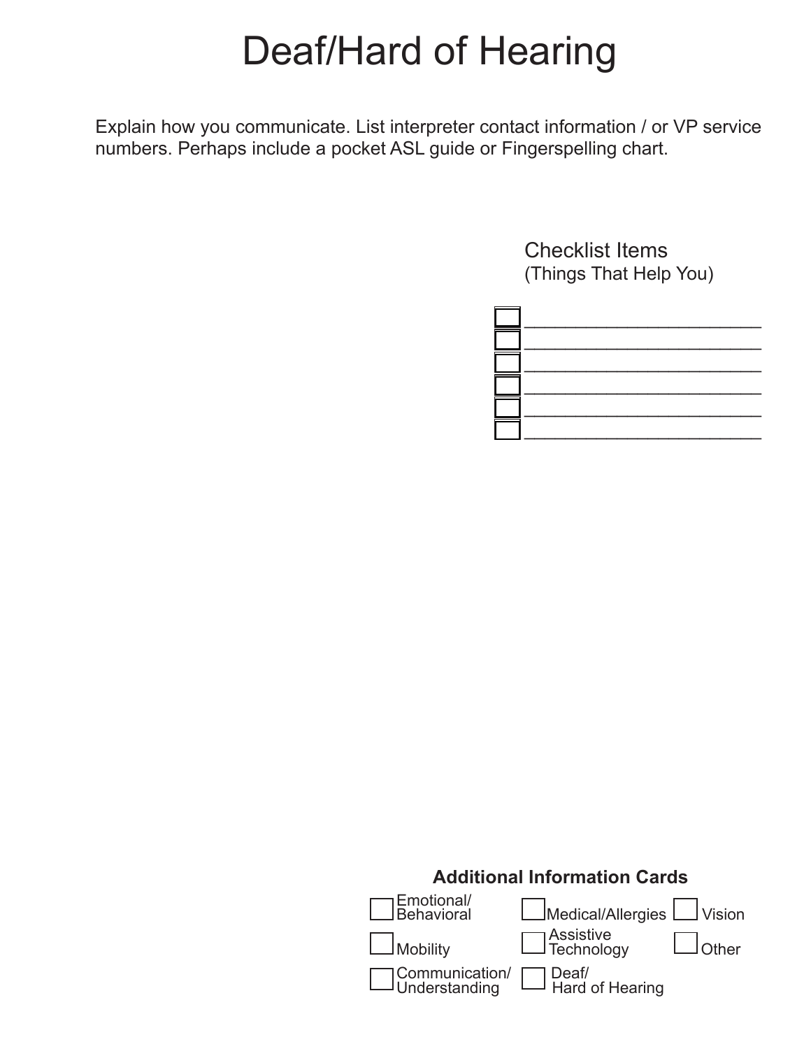# Deaf/Hard of Hearing

Explain how you communicate. List interpreter contact information / or VP service numbers. Perhaps include a pocket ASL guide or Fingerspelling chart.

## Checklist Items
(Things That Help You)

- ☐ ______________________
- ☐ ______________________
- ☐ ______________________
- ☐ ______________________
- ☐ ______________________
- ☐ ______________________

**Additional Information Cards**

- ☐ Emotional/ Behavioral
- ☐ Medical/Allergies
- ☐ Vision
- ☐ Mobility
- ☐ Assistive Technology
- ☐ Other
- ☐ Communication/ Understanding
- ☐ Deaf/ Hard of Hearing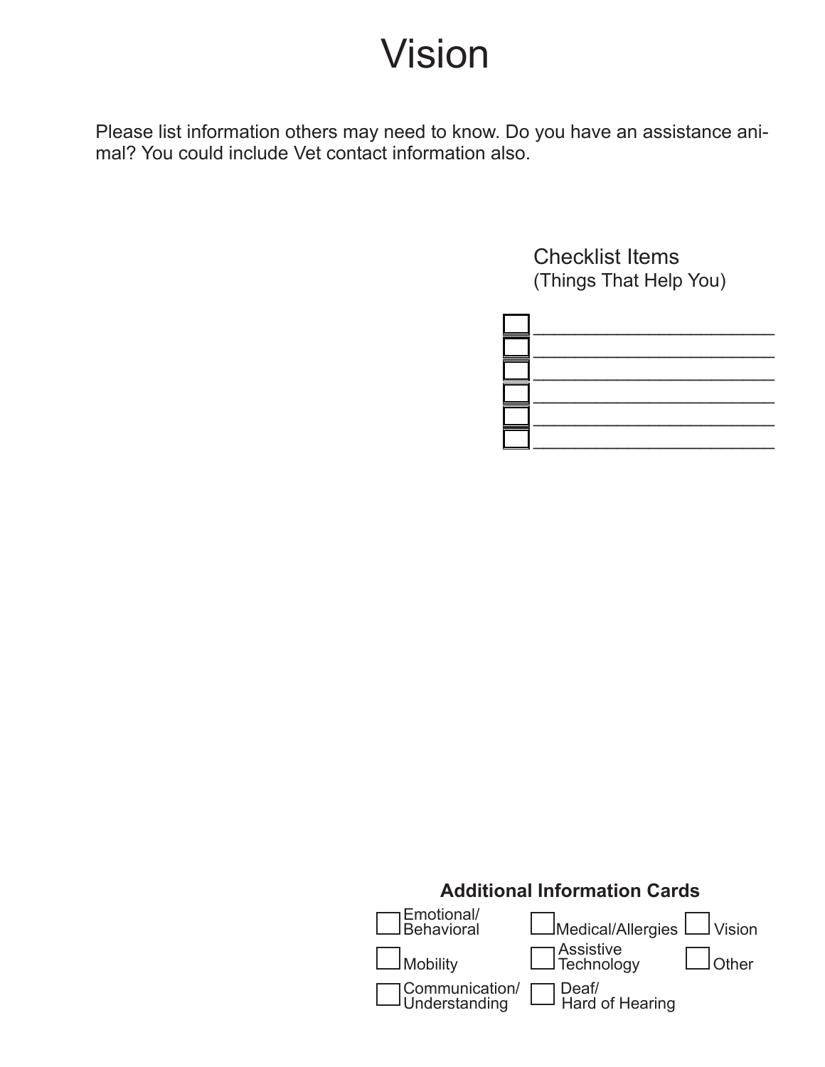# Vision

Please list information others may need to know. Do you have an assistance animal? You could include Vet contact information also.

## Checklist Items
(Things That Help You)

- [ ] ______________________
- [ ] ______________________
- [ ] ______________________
- [ ] ______________________
- [ ] ______________________
- [ ] ______________________

**Additional Information Cards**

- [ ] Emotional/ Behavioral
- [ ] Medical/Allergies
- [ ] Vision
- [ ] Mobility
- [ ] Assistive Technology
- [ ] Other
- [ ] Communication/ Understanding
- [ ] Deaf/ Hard of Hearing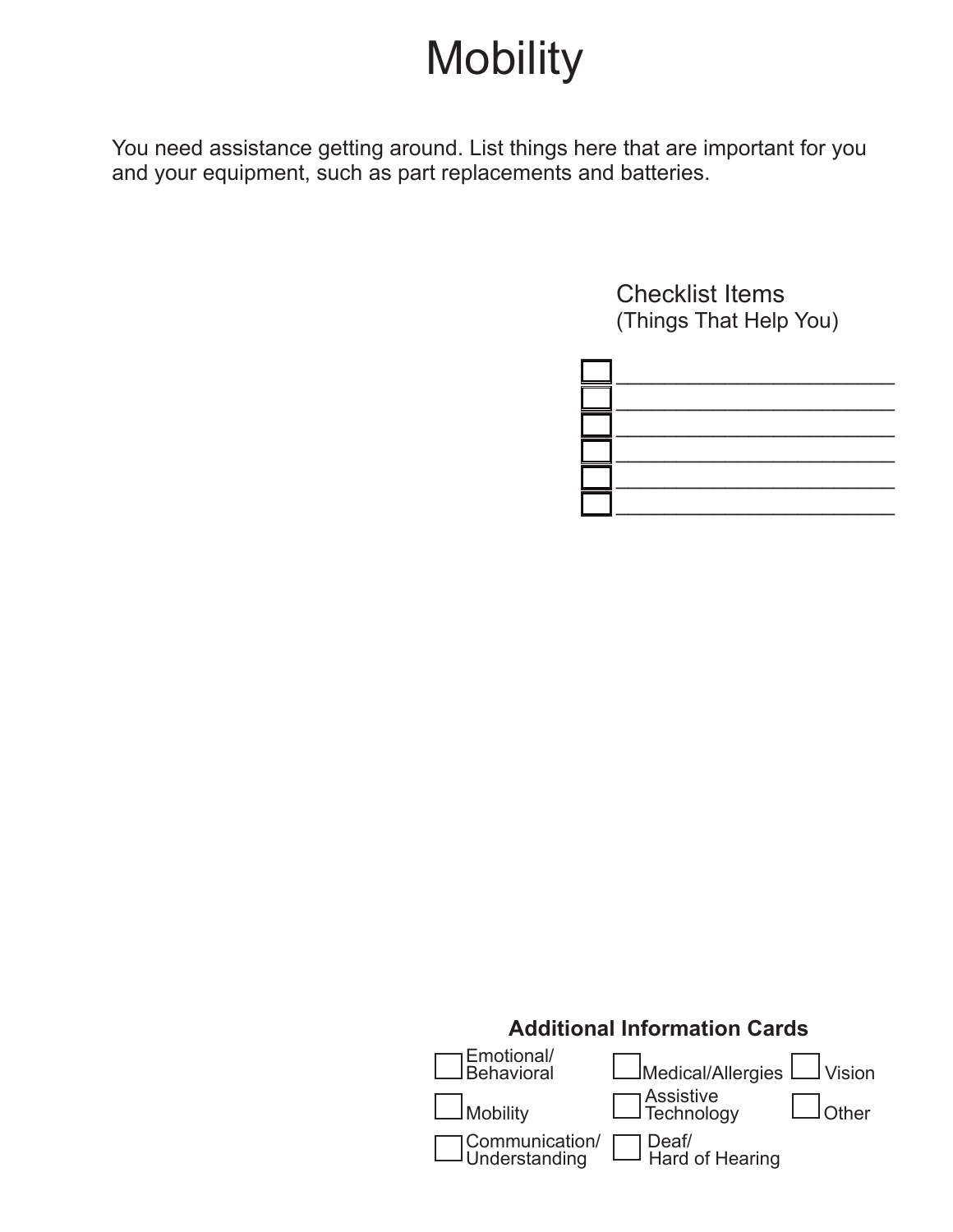# Mobility

You need assistance getting around. List things here that are important for you and your equipment, such as part replacements and batteries.

## Checklist Items
(Things That Help You)

- [ ] ______________________
- [ ] ______________________
- [ ] ______________________
- [ ] ______________________
- [ ] ______________________
- [ ] ______________________

**Additional Information Cards**

- [ ] Emotional/ Behavioral
- [ ] Medical/Allergies
- [ ] Vision
- [ ] Mobility
- [ ] Assistive Technology
- [ ] Other
- [ ] Communication/ Understanding
- [ ] Deaf/ Hard of Hearing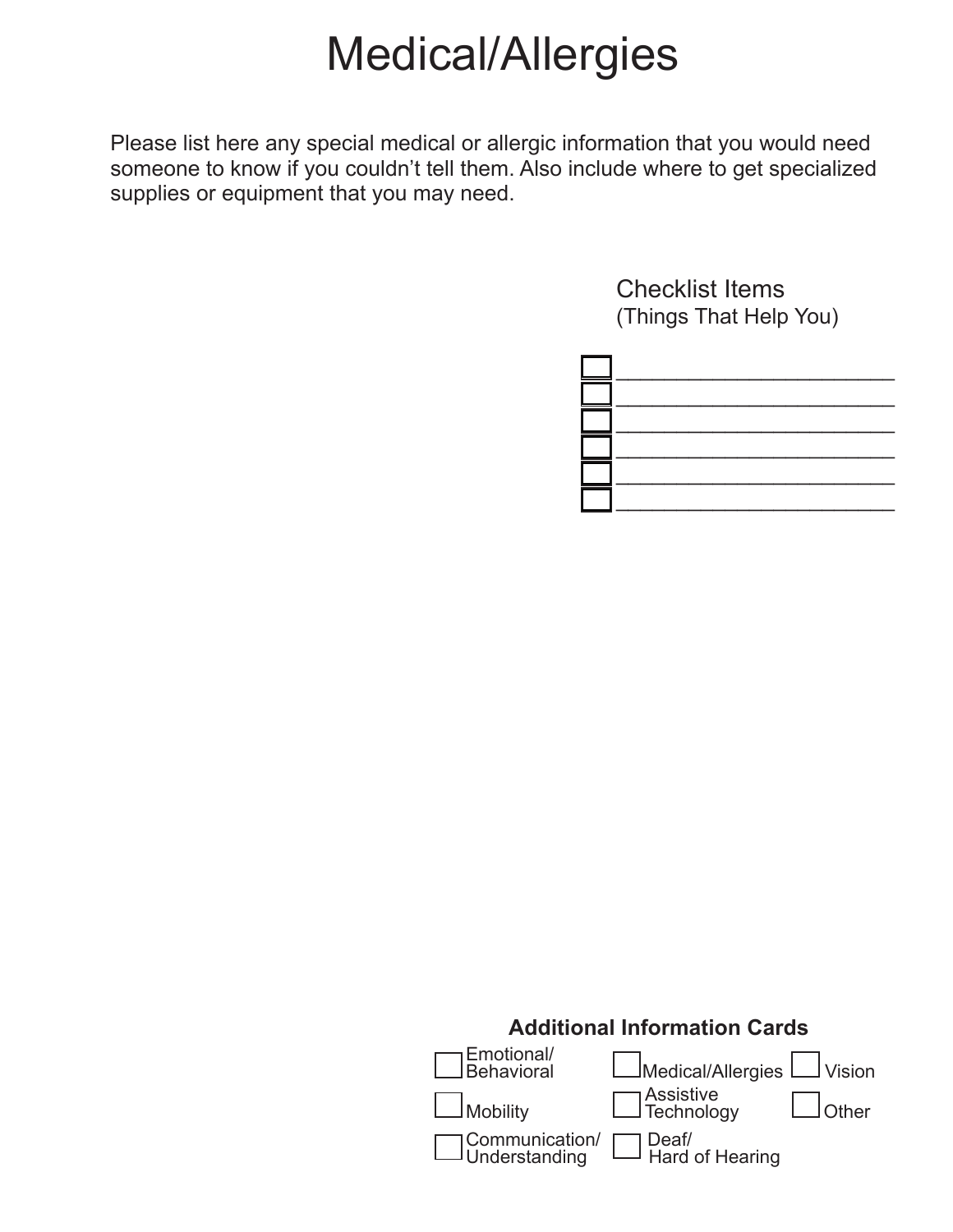# Medical/Allergies

Please list here any special medical or allergic information that you would need someone to know if you couldn't tell them. Also include where to get specialized supplies or equipment that you may need.

## Checklist Items
(Things That Help You)

- [ ] ______________________
- [ ] ______________________
- [ ] ______________________
- [ ] ______________________
- [ ] ______________________
- [ ] ______________________

**Additional Information Cards**

- [ ] Emotional/ Behavioral
- [ ] Medical/Allergies
- [ ] Vision
- [ ] Mobility
- [ ] Assistive Technology
- [ ] Other
- [ ] Communication/ Understanding
- [ ] Deaf/ Hard of Hearing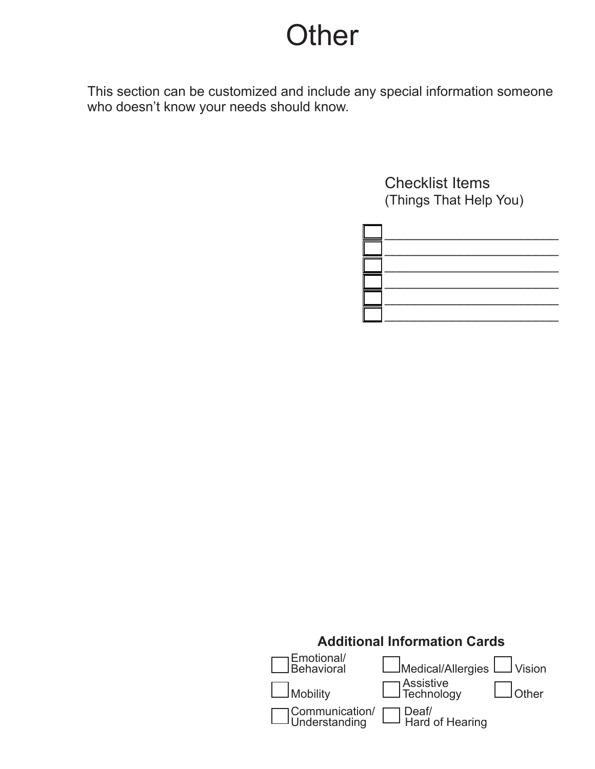# Other

This section can be customized and include any special information someone who doesn't know your needs should know.

## Checklist Items
(Things That Help You)

- ☐ ________________________
- ☐ ________________________
- ☐ ________________________
- ☐ ________________________
- ☐ ________________________
- ☐ ________________________

**Additional Information Cards**

| | | |
|---|---|---|
| ☐ Emotional/ Behavioral | ☐ Medical/Allergies | ☐ Vision |
| ☐ Mobility | ☐ Assistive Technology | ☐ Other |
| ☐ Communication/ Understanding | ☐ Deaf/ Hard of Hearing | |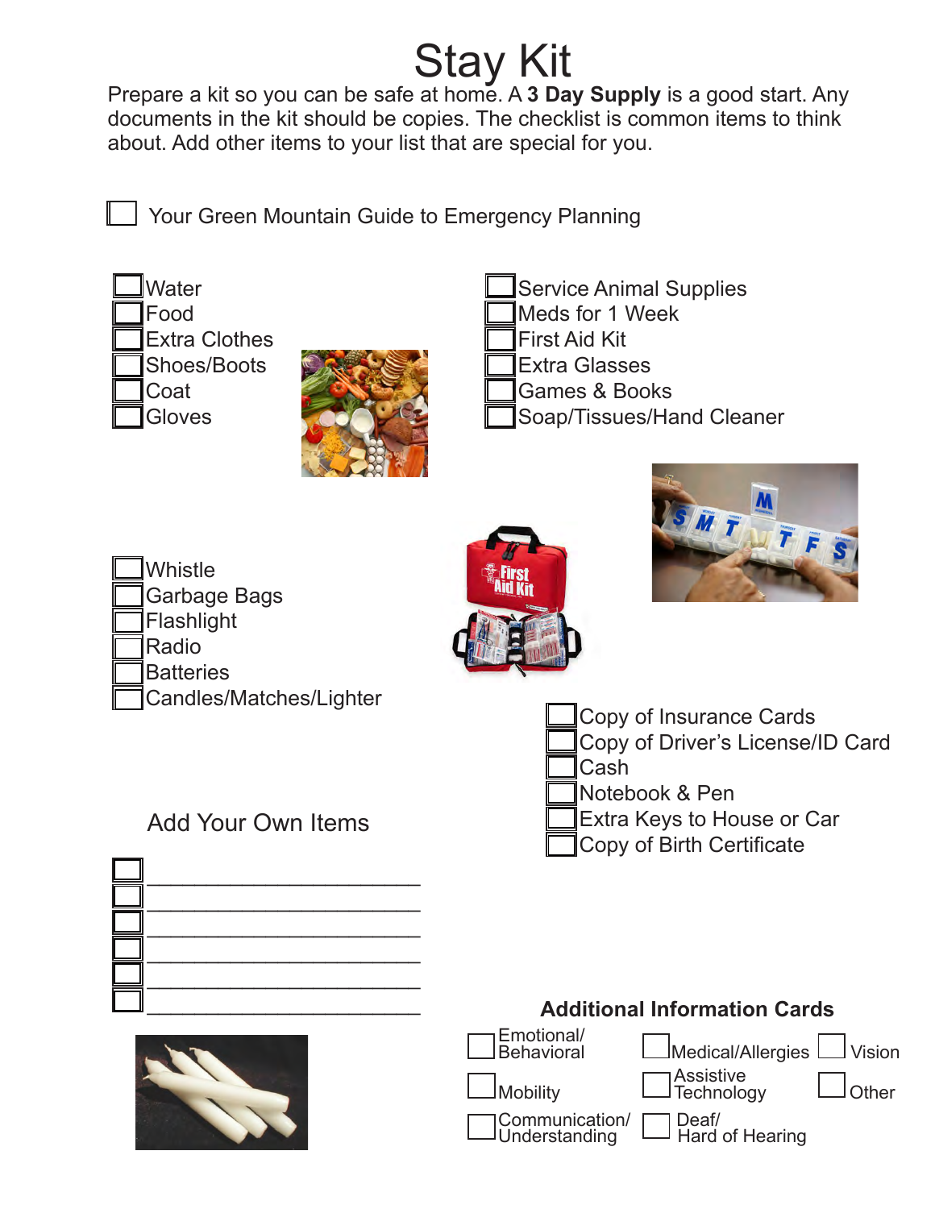# Stay Kit

Prepare a kit so you can be safe at home. A **3 Day Supply** is a good start. Any documents in the kit should be copies. The checklist is common items to think about. Add other items to your list that are special for you.

- [ ] Your Green Mountain Guide to Emergency Planning

- [ ] Water
- [ ] Food
- [ ] Extra Clothes
- [ ] Shoes/Boots
- [ ] Coat
- [ ] Gloves

- [ ] Service Animal Supplies
- [ ] Meds for 1 Week
- [ ] First Aid Kit
- [ ] Extra Glasses
- [ ] Games & Books
- [ ] Soap/Tissues/Hand Cleaner

- [ ] Whistle
- [ ] Garbage Bags
- [ ] Flashlight
- [ ] Radio
- [ ] Batteries
- [ ] Candles/Matches/Lighter

- [ ] Copy of Insurance Cards
- [ ] Copy of Driver's License/ID Card
- [ ] Cash
- [ ] Notebook & Pen
- [ ] Extra Keys to House or Car
- [ ] Copy of Birth Certificate

## Add Your Own Items

- [ ] ______________________
- [ ] ______________________
- [ ] ______________________
- [ ] ______________________
- [ ] ______________________
- [ ] ______________________

## Additional Information Cards

- [ ] Emotional/ Behavioral
- [ ] Medical/Allergies
- [ ] Vision
- [ ] Mobility
- [ ] Assistive Technology
- [ ] Other
- [ ] Communication/ Understanding
- [ ] Deaf/ Hard of Hearing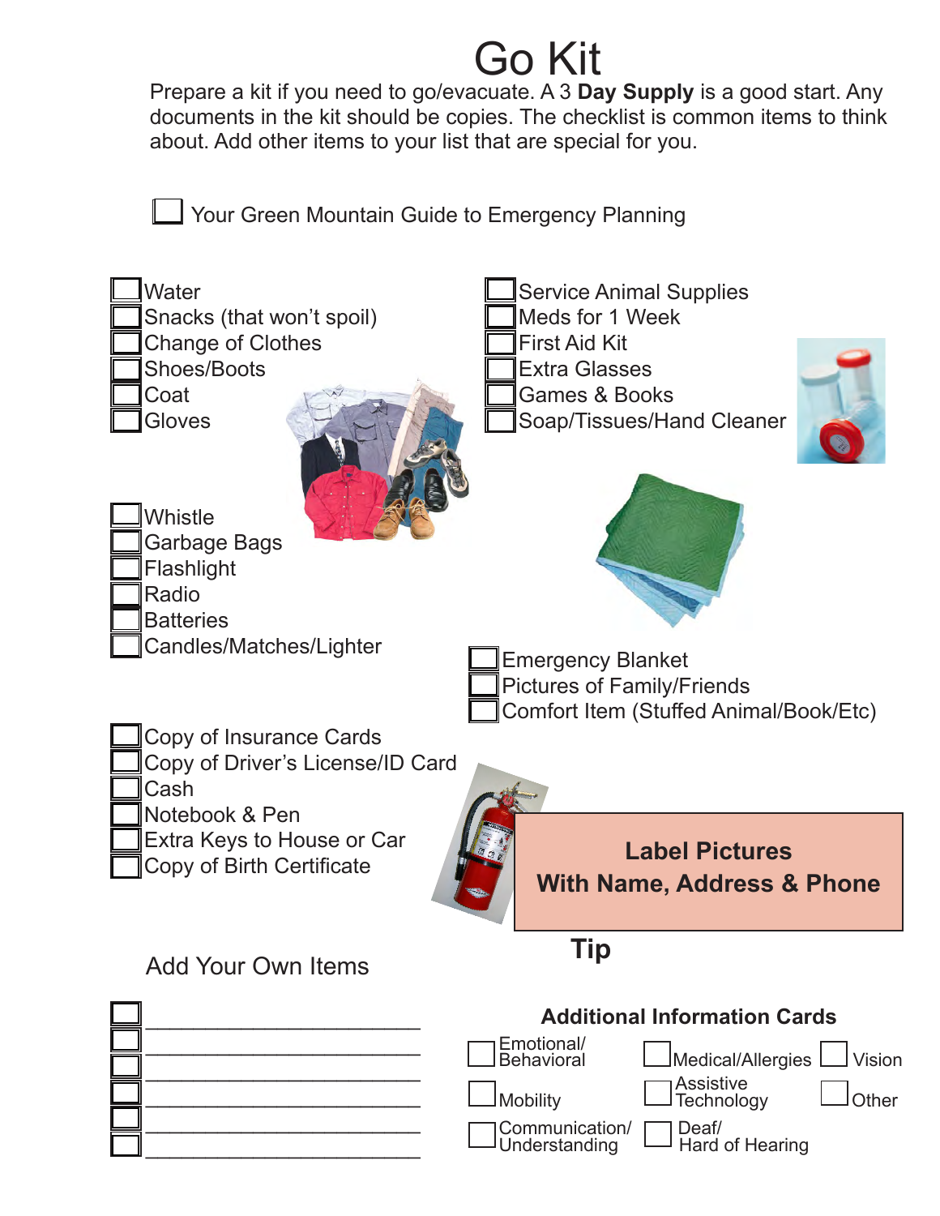# Go Kit

Prepare a kit if you need to go/evacuate. A 3 **Day Supply** is a good start. Any documents in the kit should be copies. The checklist is common items to think about. Add other items to your list that are special for you.

- ☐ Your Green Mountain Guide to Emergency Planning

- ☐ Water
- ☐ Snacks (that won't spoil)
- ☐ Change of Clothes
- ☐ Shoes/Boots
- ☐ Coat
- ☐ Gloves

- ☐ Whistle
- ☐ Garbage Bags
- ☐ Flashlight
- ☐ Radio
- ☐ Batteries
- ☐ Candles/Matches/Lighter

- ☐ Copy of Insurance Cards
- ☐ Copy of Driver's License/ID Card
- ☐ Cash
- ☐ Notebook & Pen
- ☐ Extra Keys to House or Car
- ☐ Copy of Birth Certificate

- ☐ Service Animal Supplies
- ☐ Meds for 1 Week
- ☐ First Aid Kit
- ☐ Extra Glasses
- ☐ Games & Books
- ☐ Soap/Tissues/Hand Cleaner

- ☐ Emergency Blanket
- ☐ Pictures of Family/Friends
- ☐ Comfort Item (Stuffed Animal/Book/Etc)

**Label Pictures With Name, Address & Phone**

**Tip**

Add Your Own Items

- ☐ ______________________
- ☐ ______________________
- ☐ ______________________
- ☐ ______________________
- ☐ ______________________
- ☐ ______________________

**Additional Information Cards**

- ☐ Emotional/ Behavioral
- ☐ Medical/Allergies
- ☐ Vision
- ☐ Mobility
- ☐ Assistive Technology
- ☐ Other
- ☐ Communication/ Understanding
- ☐ Deaf/ Hard of Hearing